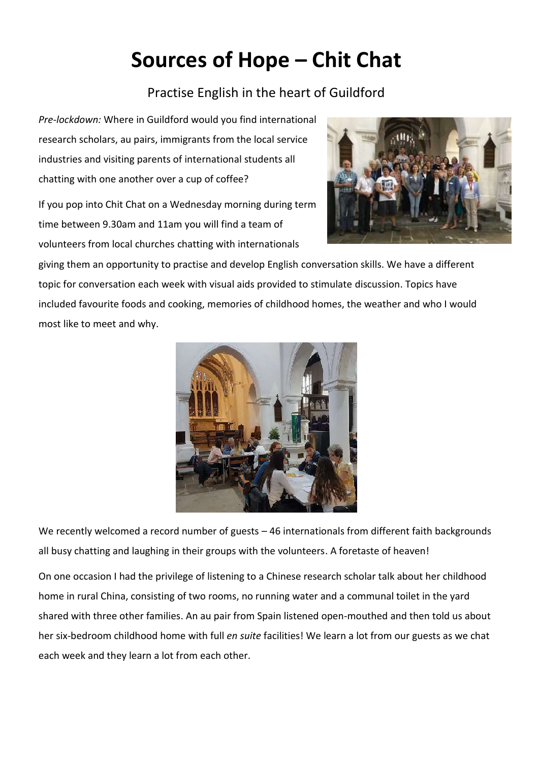# Sources of Hope – Chit Chat

Practise English in the heart of Guildford

*Pre-lockdown:* Where in Guildford would you find international research scholars, au pairs, immigrants from the local service industries and visiting parents of international students all chatting with one another over a cup of coffee?

If you pop into Chit Chat on a Wednesday morning during term time between 9.30am and 11am you will find a team of volunteers from local churches chatting with internationals giving them an opportunity to practise and develop English conversation skills. We have a different topic for conversation each week with visual aids provided to stimulate discussion. Topics have included favourite foods and cooking, memories of childhood homes, the weather and who I would most like to meet and why.

We recently welcomed a record number of guests – 46 internationals from different faith backgrounds all busy chatting and laughing in their groups with the volunteers. A foretaste of heaven!

On one occasion I had the privilege of listening to a Chinese research scholar talk about her childhood home in rural China, consisting of two rooms, no running water and a communal toilet in the yard shared with three other families. An au pair from Spain listened open-mouthed and then told us about her six-bedroom childhood home with full *en suite* facilities! We learn a lot from our guests as we chat each week and they learn a lot from each other.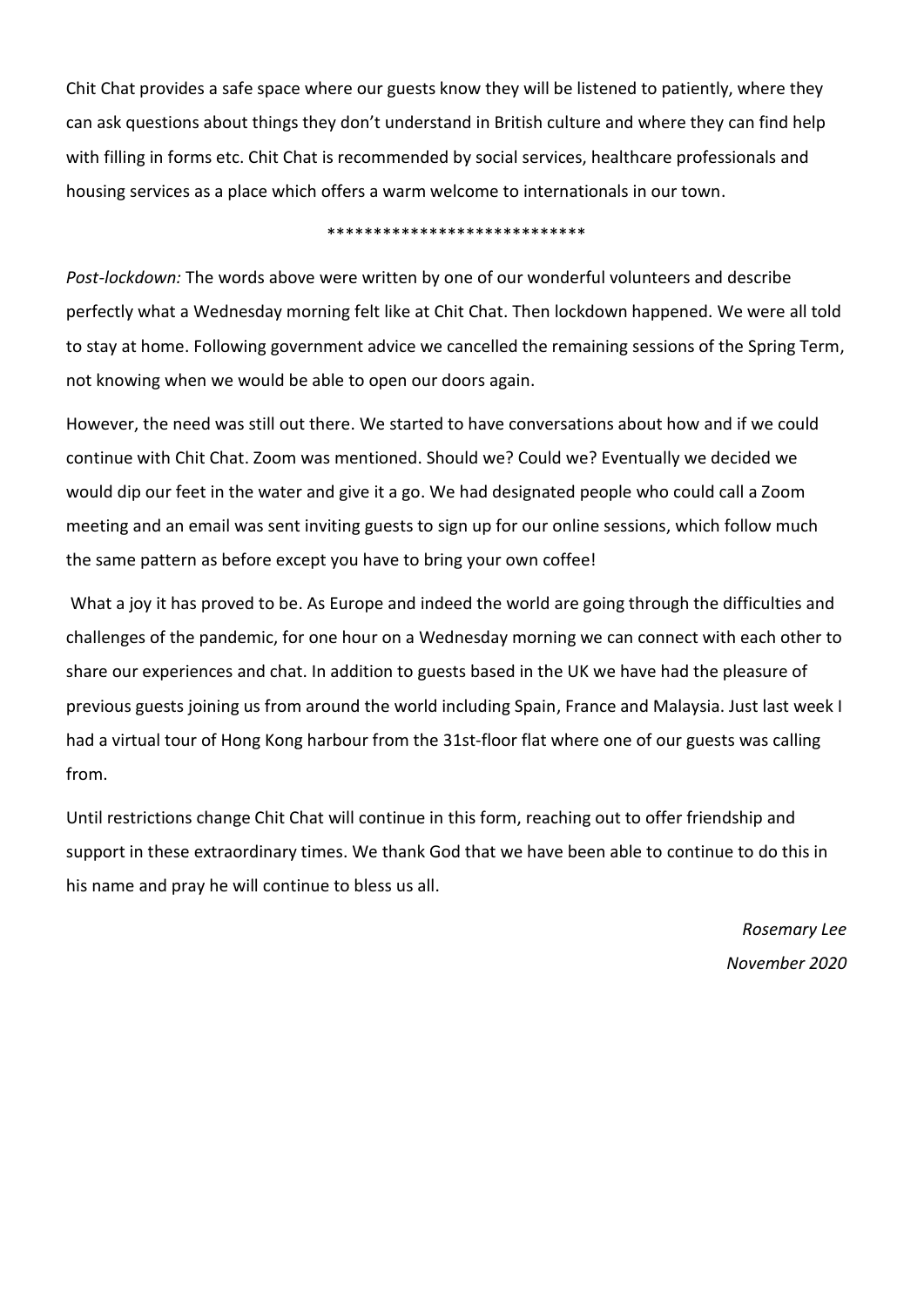Chit Chat provides a safe space where our guests know they will be listened to patiently, where they can ask questions about things they don't understand in British culture and where they can find help with filling in forms etc. Chit Chat is recommended by social services, healthcare professionals and housing services as a place which offers a warm welcome to internationals in our town.

****************************

*Post-lockdown:* The words above were written by one of our wonderful volunteers and describe perfectly what a Wednesday morning felt like at Chit Chat. Then lockdown happened. We were all told to stay at home. Following government advice we cancelled the remaining sessions of the Spring Term, not knowing when we would be able to open our doors again.

However, the need was still out there. We started to have conversations about how and if we could continue with Chit Chat. Zoom was mentioned. Should we? Could we? Eventually we decided we would dip our feet in the water and give it a go. We had designated people who could call a Zoom meeting and an email was sent inviting guests to sign up for our online sessions, which follow much the same pattern as before except you have to bring your own coffee!

What a joy it has proved to be. As Europe and indeed the world are going through the difficulties and challenges of the pandemic, for one hour on a Wednesday morning we can connect with each other to share our experiences and chat. In addition to guests based in the UK we have had the pleasure of previous guests joining us from around the world including Spain, France and Malaysia. Just last week I had a virtual tour of Hong Kong harbour from the 31st-floor flat where one of our guests was calling from.

Until restrictions change Chit Chat will continue in this form, reaching out to offer friendship and support in these extraordinary times. We thank God that we have been able to continue to do this in his name and pray he will continue to bless us all.

*Rosemary Lee*

*November 2020*